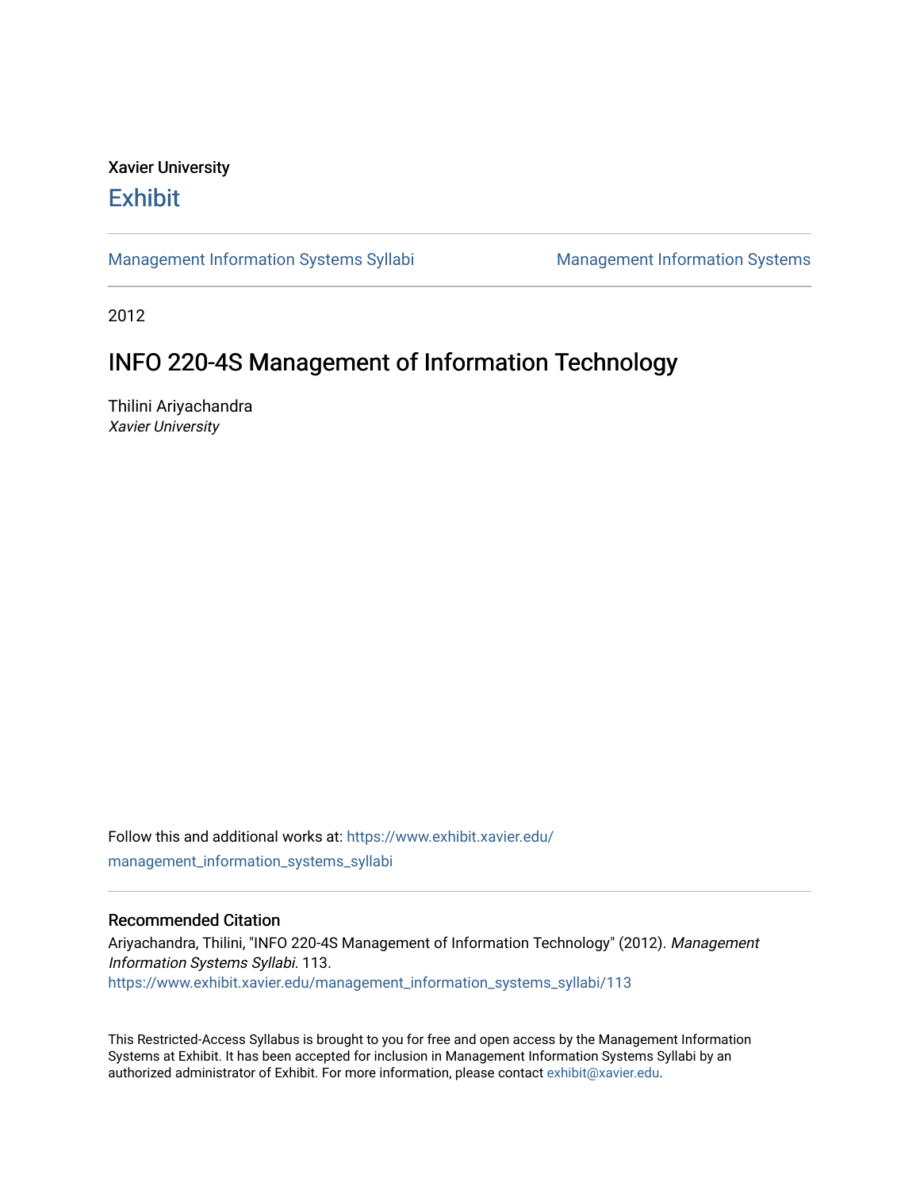Xavier University

# Exhibit

Management Information Systems Syllabi | Management Information Systems

2012

# INFO 220-4S Management of Information Technology

Thilini Ariyachandra
*Xavier University*

Follow this and additional works at: https://www.exhibit.xavier.edu/management_information_systems_syllabi

## Recommended Citation

Ariyachandra, Thilini, "INFO 220-4S Management of Information Technology" (2012). *Management Information Systems Syllabi*. 113.
https://www.exhibit.xavier.edu/management_information_systems_syllabi/113

This Restricted-Access Syllabus is brought to you for free and open access by the Management Information Systems at Exhibit. It has been accepted for inclusion in Management Information Systems Syllabi by an authorized administrator of Exhibit. For more information, please contact exhibit@xavier.edu.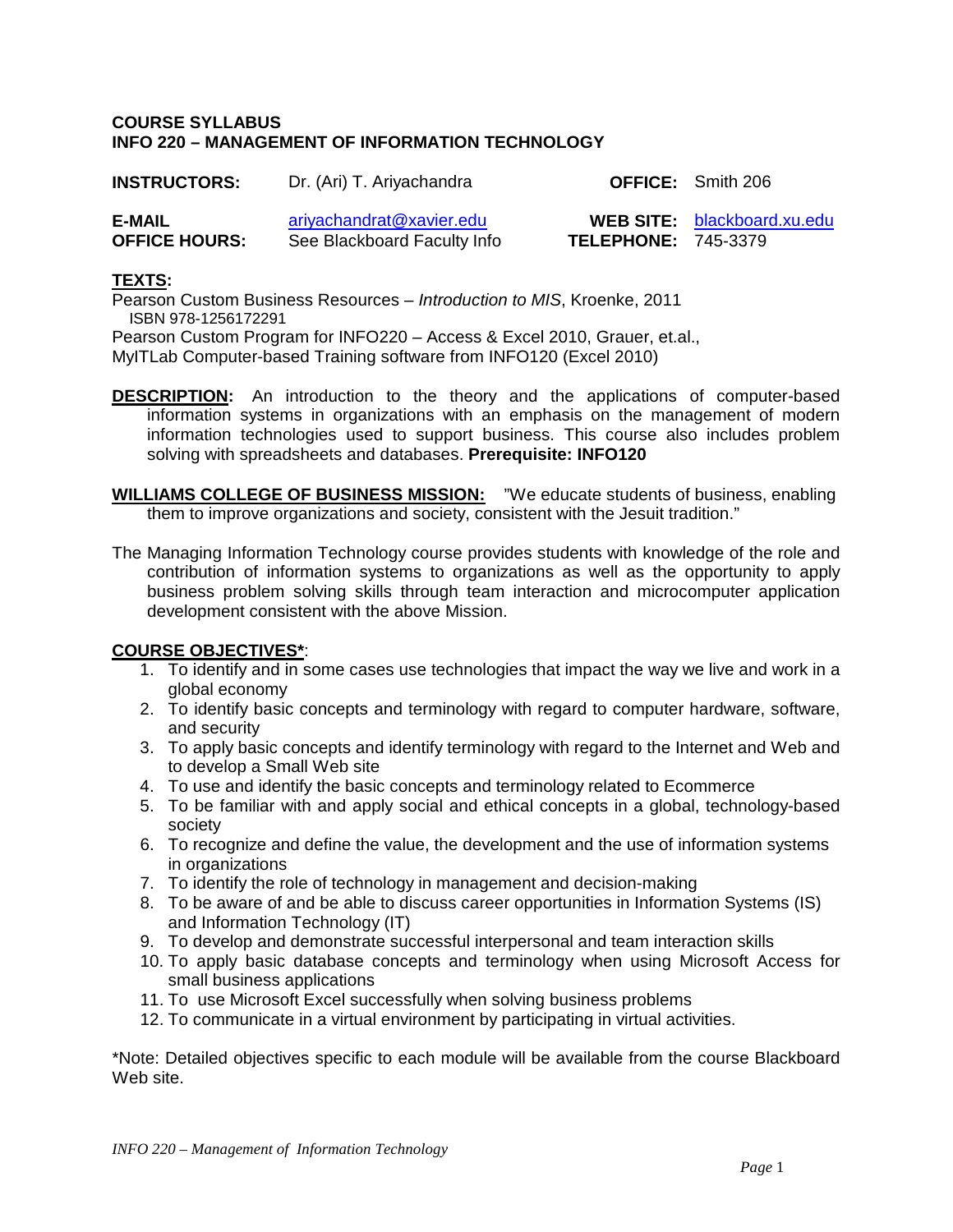**COURSE SYLLABUS**
**INFO 220 – MANAGEMENT OF INFORMATION TECHNOLOGY**

| | | | |
|---|---|---|---|
| **INSTRUCTORS:** | Dr. (Ari) T. Ariyachandra | **OFFICE:** | Smith 206 |
| **E-MAIL** | ariyachandrat@xavier.edu | **WEB SITE:** | blackboard.xu.edu |
| **OFFICE HOURS:** | See Blackboard Faculty Info | **TELEPHONE:** | 745-3379 |

**TEXTS:**

Pearson Custom Business Resources – *Introduction to MIS*, Kroenke, 2011
ISBN 978-1256172291
Pearson Custom Program for INFO220 – Access & Excel 2010, Grauer, et.al.,
MyITLab Computer-based Training software from INFO120 (Excel 2010)

**DESCRIPTION:** An introduction to the theory and the applications of computer-based information systems in organizations with an emphasis on the management of modern information technologies used to support business. This course also includes problem solving with spreadsheets and databases. **Prerequisite: INFO120**

**WILLIAMS COLLEGE OF BUSINESS MISSION:** "We educate students of business, enabling them to improve organizations and society, consistent with the Jesuit tradition."

The Managing Information Technology course provides students with knowledge of the role and contribution of information systems to organizations as well as the opportunity to apply business problem solving skills through team interaction and microcomputer application development consistent with the above Mission.

**COURSE OBJECTIVES***:

1. To identify and in some cases use technologies that impact the way we live and work in a global economy
2. To identify basic concepts and terminology with regard to computer hardware, software, and security
3. To apply basic concepts and identify terminology with regard to the Internet and Web and to develop a Small Web site
4. To use and identify the basic concepts and terminology related to Ecommerce
5. To be familiar with and apply social and ethical concepts in a global, technology-based society
6. To recognize and define the value, the development and the use of information systems in organizations
7. To identify the role of technology in management and decision-making
8. To be aware of and be able to discuss career opportunities in Information Systems (IS) and Information Technology (IT)
9. To develop and demonstrate successful interpersonal and team interaction skills
10. To apply basic database concepts and terminology when using Microsoft Access for small business applications
11. To use Microsoft Excel successfully when solving business problems
12. To communicate in a virtual environment by participating in virtual activities.

*Note: Detailed objectives specific to each module will be available from the course Blackboard Web site.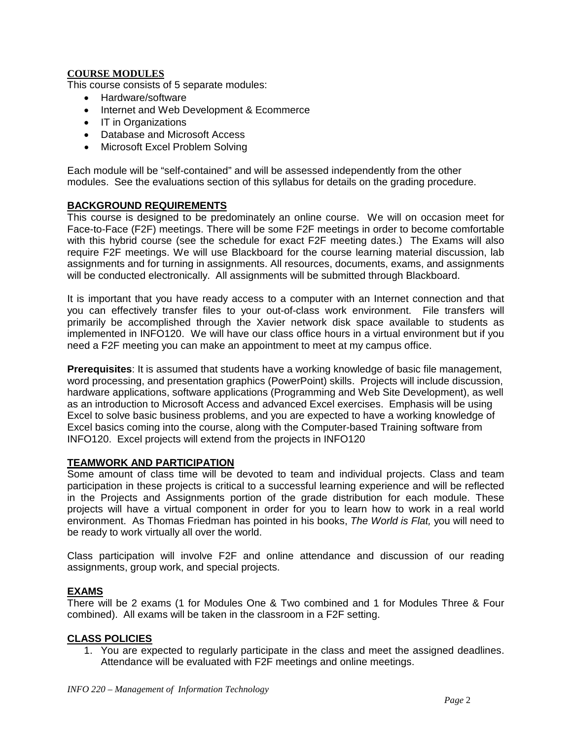## COURSE MODULES

This course consists of 5 separate modules:

- Hardware/software
- Internet and Web Development & Ecommerce
- IT in Organizations
- Database and Microsoft Access
- Microsoft Excel Problem Solving

Each module will be "self-contained" and will be assessed independently from the other modules. See the evaluations section of this syllabus for details on the grading procedure.

## BACKGROUND REQUIREMENTS

This course is designed to be predominately an online course. We will on occasion meet for Face-to-Face (F2F) meetings. There will be some F2F meetings in order to become comfortable with this hybrid course (see the schedule for exact F2F meeting dates.) The Exams will also require F2F meetings. We will use Blackboard for the course learning material discussion, lab assignments and for turning in assignments. All resources, documents, exams, and assignments will be conducted electronically. All assignments will be submitted through Blackboard.

It is important that you have ready access to a computer with an Internet connection and that you can effectively transfer files to your out-of-class work environment. File transfers will primarily be accomplished through the Xavier network disk space available to students as implemented in INFO120. We will have our class office hours in a virtual environment but if you need a F2F meeting you can make an appointment to meet at my campus office.

**Prerequisites**: It is assumed that students have a working knowledge of basic file management, word processing, and presentation graphics (PowerPoint) skills. Projects will include discussion, hardware applications, software applications (Programming and Web Site Development), as well as an introduction to Microsoft Access and advanced Excel exercises. Emphasis will be using Excel to solve basic business problems, and you are expected to have a working knowledge of Excel basics coming into the course, along with the Computer-based Training software from INFO120. Excel projects will extend from the projects in INFO120

## TEAMWORK AND PARTICIPATION

Some amount of class time will be devoted to team and individual projects. Class and team participation in these projects is critical to a successful learning experience and will be reflected in the Projects and Assignments portion of the grade distribution for each module. These projects will have a virtual component in order for you to learn how to work in a real world environment. As Thomas Friedman has pointed in his books, *The World is Flat,* you will need to be ready to work virtually all over the world.

Class participation will involve F2F and online attendance and discussion of our reading assignments, group work, and special projects.

## EXAMS

There will be 2 exams (1 for Modules One & Two combined and 1 for Modules Three & Four combined). All exams will be taken in the classroom in a F2F setting.

## CLASS POLICIES

1. You are expected to regularly participate in the class and meet the assigned deadlines. Attendance will be evaluated with F2F meetings and online meetings.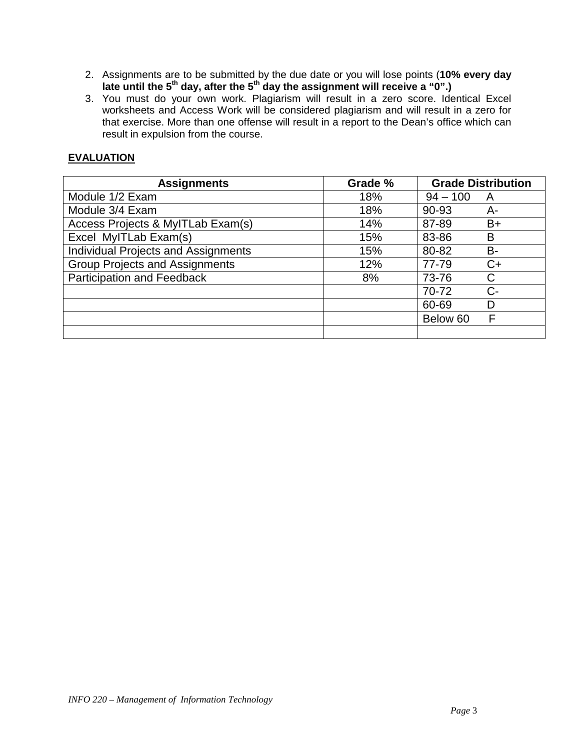2. Assignments are to be submitted by the due date or you will lose points (**10% every day late until the 5th day, after the 5th day the assignment will receive a "0".)**
3. You must do your own work. Plagiarism will result in a zero score. Identical Excel worksheets and Access Work will be considered plagiarism and will result in a zero for that exercise. More than one offense will result in a report to the Dean's office which can result in expulsion from the course.

**EVALUATION**

| Assignments | Grade % | Grade Distribution |
|---|---|---|
| Module 1/2 Exam | 18% | 94 – 100 A |
| Module 3/4 Exam | 18% | 90-93 A- |
| Access Projects & MyITLab Exam(s) | 14% | 87-89 B+ |
| Excel MyITLab Exam(s) | 15% | 83-86 B |
| Individual Projects and Assignments | 15% | 80-82 B- |
| Group Projects and Assignments | 12% | 77-79 C+ |
| Participation and Feedback | 8% | 73-76 C |
| | | 70-72 C- |
| | | 60-69 D |
| | | Below 60 F |
| | | |